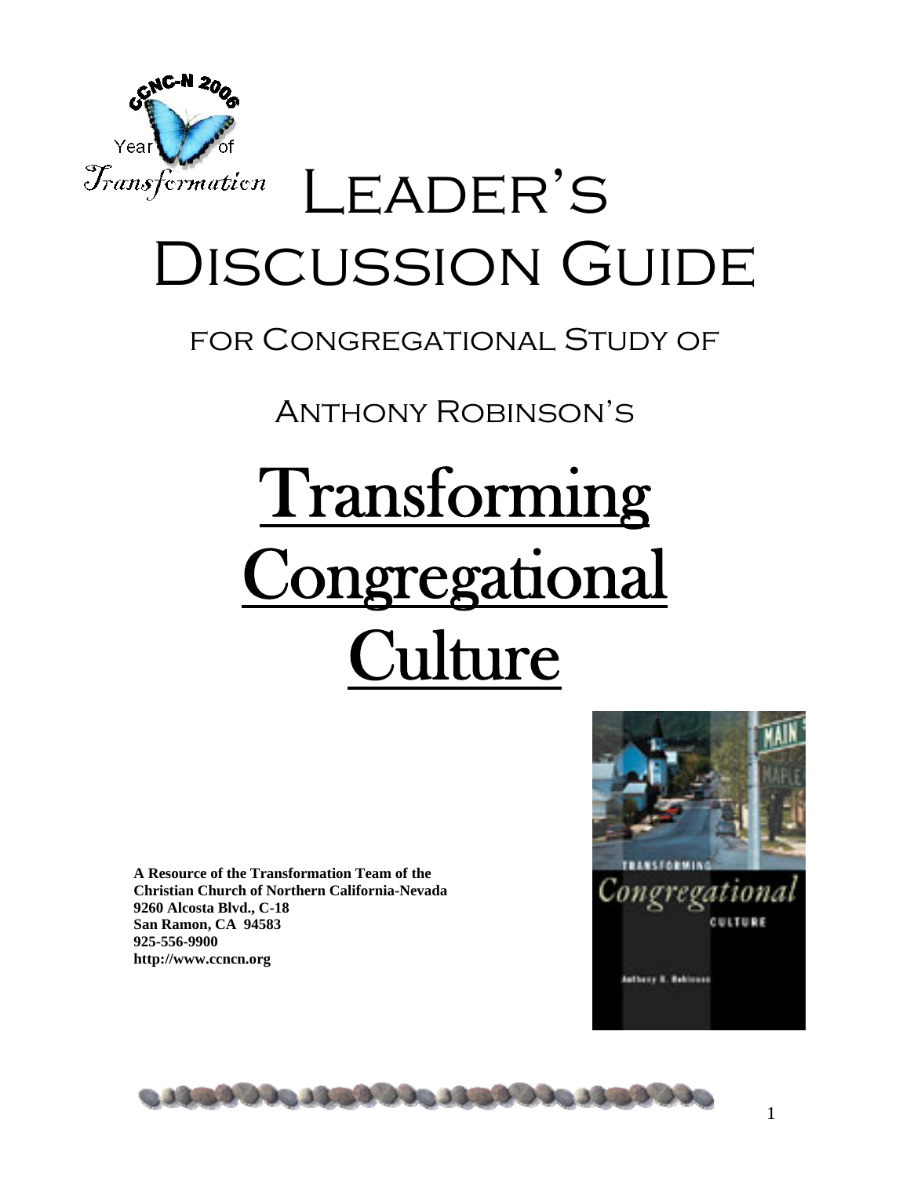CCNC-N 2006 Year of Transformation

# Leader's Discussion Guide

## for Congregational Study of

## Anthony Robinson's

# Transforming Congregational Culture

**A Resource of the Transformation Team of the Christian Church of Northern California-Nevada**
**9260 Alcosta Blvd., C-18**
**San Ramon, CA 94583**
**925-556-9900**
**http://www.ccncn.org**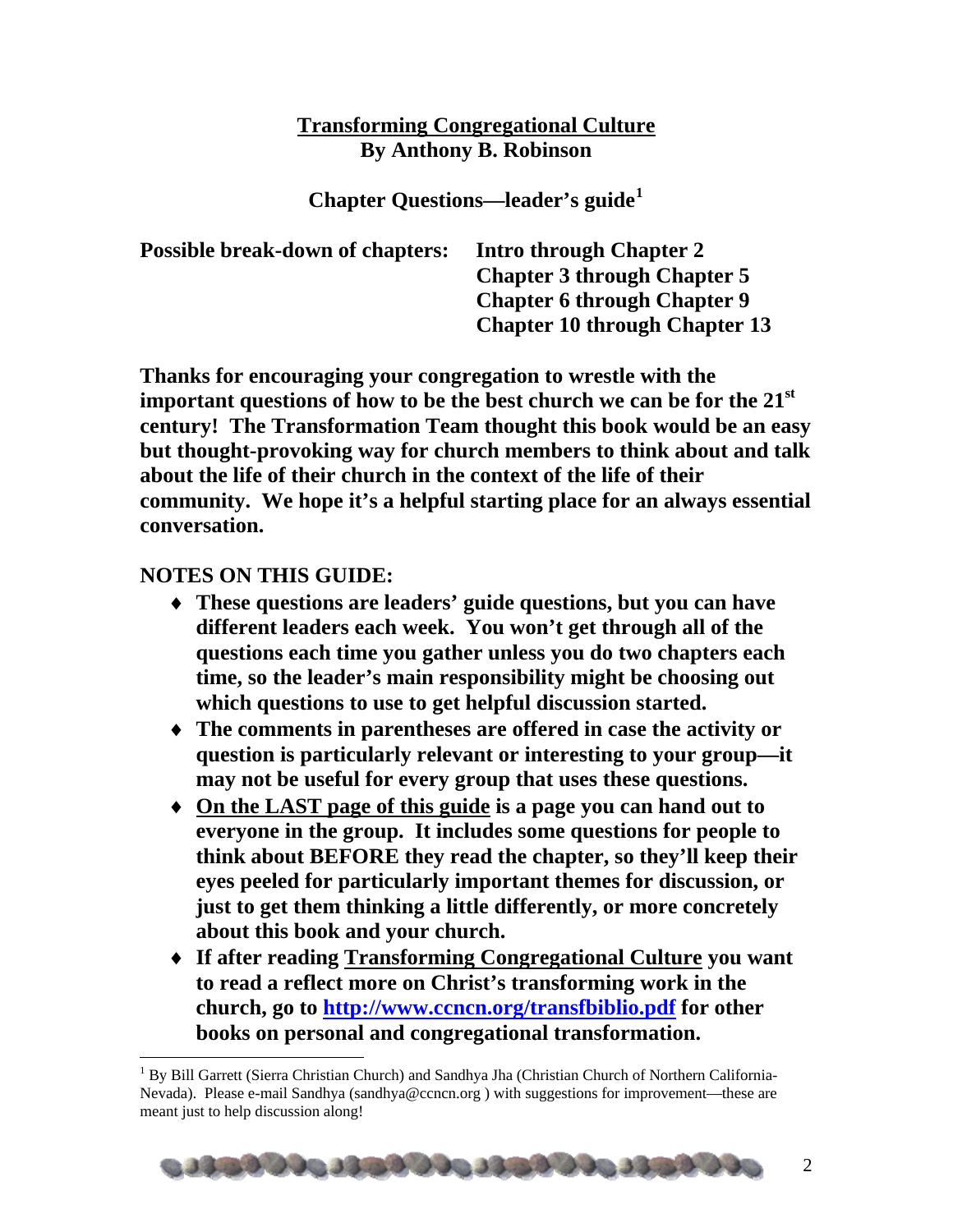# Transforming Congregational Culture

## By Anthony B. Robinson

### Chapter Questions—leader's guide[1]

**Possible break-down of chapters:**

- **Intro through Chapter 2**
- **Chapter 3 through Chapter 5**
- **Chapter 6 through Chapter 9**
- **Chapter 10 through Chapter 13**

**Thanks for encouraging your congregation to wrestle with the important questions of how to be the best church we can be for the 21st century! The Transformation Team thought this book would be an easy but thought-provoking way for church members to think about and talk about the life of their church in the context of the life of their community. We hope it's a helpful starting place for an always essential conversation.**

**NOTES ON THIS GUIDE:**

- **These questions are leaders' guide questions, but you can have different leaders each week. You won't get through all of the questions each time you gather unless you do two chapters each time, so the leader's main responsibility might be choosing out which questions to use to get helpful discussion started.**
- **The comments in parentheses are offered in case the activity or question is particularly relevant or interesting to your group—it may not be useful for every group that uses these questions.**
- **On the LAST page of this guide is a page you can hand out to everyone in the group. It includes some questions for people to think about BEFORE they read the chapter, so they'll keep their eyes peeled for particularly important themes for discussion, or just to get them thinking a little differently, or more concretely about this book and your church.**
- **If after reading Transforming Congregational Culture you want to read a reflect more on Christ's transforming work in the church, go to http://www.ccncn.org/transfbiblio.pdf for other books on personal and congregational transformation.**

---

[1] By Bill Garrett (Sierra Christian Church) and Sandhya Jha (Christian Church of Northern California-Nevada). Please e-mail Sandhya (sandhya@ccncn.org ) with suggestions for improvement—these are meant just to help discussion along!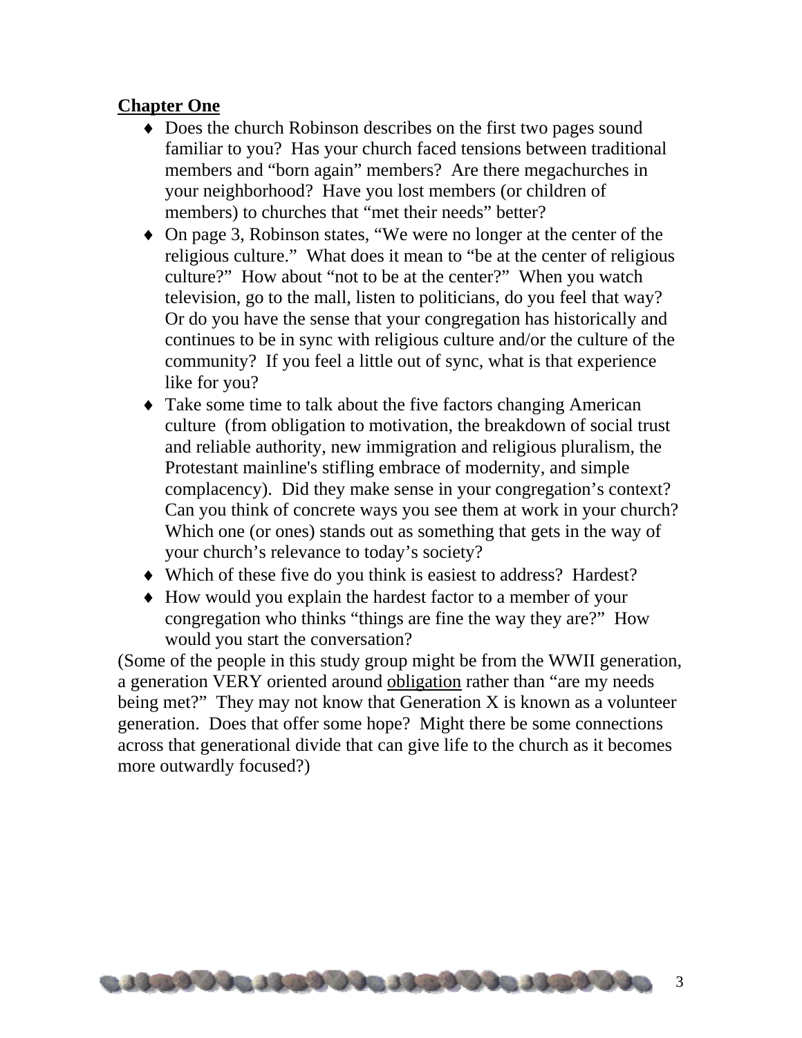**Chapter One**

- Does the church Robinson describes on the first two pages sound familiar to you? Has your church faced tensions between traditional members and "born again" members? Are there megachurches in your neighborhood? Have you lost members (or children of members) to churches that "met their needs" better?
- On page 3, Robinson states, "We were no longer at the center of the religious culture." What does it mean to "be at the center of religious culture?" How about "not to be at the center?" When you watch television, go to the mall, listen to politicians, do you feel that way? Or do you have the sense that your congregation has historically and continues to be in sync with religious culture and/or the culture of the community? If you feel a little out of sync, what is that experience like for you?
- Take some time to talk about the five factors changing American culture (from obligation to motivation, the breakdown of social trust and reliable authority, new immigration and religious pluralism, the Protestant mainline's stifling embrace of modernity, and simple complacency). Did they make sense in your congregation's context? Can you think of concrete ways you see them at work in your church? Which one (or ones) stands out as something that gets in the way of your church's relevance to today's society?
- Which of these five do you think is easiest to address? Hardest?
- How would you explain the hardest factor to a member of your congregation who thinks "things are fine the way they are?" How would you start the conversation?

(Some of the people in this study group might be from the WWII generation, a generation VERY oriented around <u>obligation</u> rather than "are my needs being met?" They may not know that Generation X is known as a volunteer generation. Does that offer some hope? Might there be some connections across that generational divide that can give life to the church as it becomes more outwardly focused?)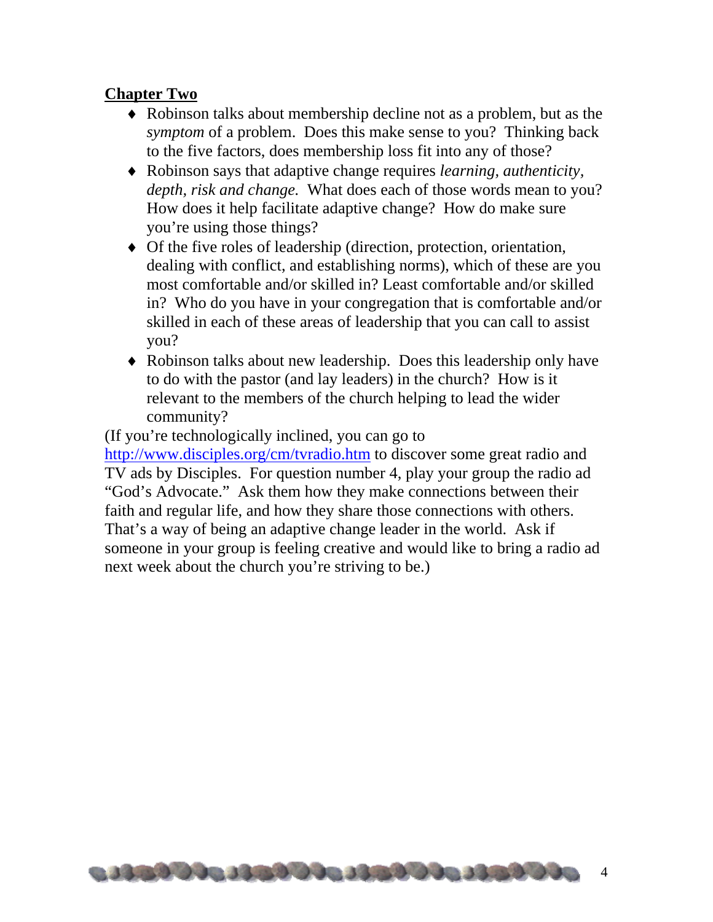**Chapter Two**

- Robinson talks about membership decline not as a problem, but as the *symptom* of a problem. Does this make sense to you? Thinking back to the five factors, does membership loss fit into any of those?
- Robinson says that adaptive change requires *learning, authenticity, depth, risk and change.* What does each of those words mean to you? How does it help facilitate adaptive change? How do make sure you're using those things?
- Of the five roles of leadership (direction, protection, orientation, dealing with conflict, and establishing norms), which of these are you most comfortable and/or skilled in? Least comfortable and/or skilled in? Who do you have in your congregation that is comfortable and/or skilled in each of these areas of leadership that you can call to assist you?
- Robinson talks about new leadership. Does this leadership only have to do with the pastor (and lay leaders) in the church? How is it relevant to the members of the church helping to lead the wider community?

(If you're technologically inclined, you can go to [http://www.disciples.org/cm/tvradio.htm](http://www.disciples.org/cm/tvradio.htm) to discover some great radio and TV ads by Disciples. For question number 4, play your group the radio ad "God's Advocate." Ask them how they make connections between their faith and regular life, and how they share those connections with others. That's a way of being an adaptive change leader in the world. Ask if someone in your group is feeling creative and would like to bring a radio ad next week about the church you're striving to be.)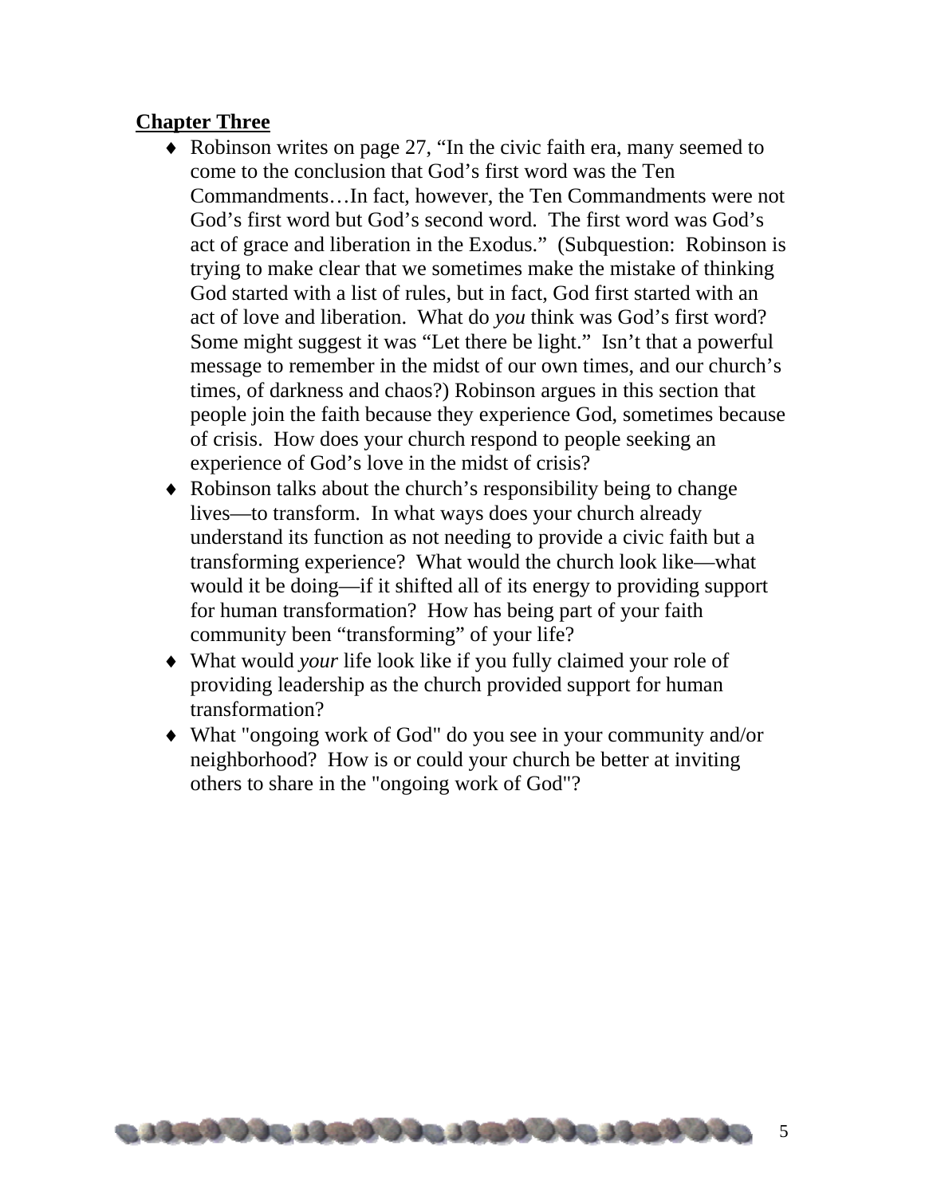**Chapter Three**

- Robinson writes on page 27, "In the civic faith era, many seemed to come to the conclusion that God's first word was the Ten Commandments…In fact, however, the Ten Commandments were not God's first word but God's second word. The first word was God's act of grace and liberation in the Exodus." (Subquestion: Robinson is trying to make clear that we sometimes make the mistake of thinking God started with a list of rules, but in fact, God first started with an act of love and liberation. What do *you* think was God's first word? Some might suggest it was "Let there be light." Isn't that a powerful message to remember in the midst of our own times, and our church's times, of darkness and chaos?) Robinson argues in this section that people join the faith because they experience God, sometimes because of crisis. How does your church respond to people seeking an experience of God's love in the midst of crisis?
- Robinson talks about the church's responsibility being to change lives—to transform. In what ways does your church already understand its function as not needing to provide a civic faith but a transforming experience? What would the church look like—what would it be doing—if it shifted all of its energy to providing support for human transformation? How has being part of your faith community been "transforming" of your life?
- What would *your* life look like if you fully claimed your role of providing leadership as the church provided support for human transformation?
- What "ongoing work of God" do you see in your community and/or neighborhood? How is or could your church be better at inviting others to share in the "ongoing work of God"?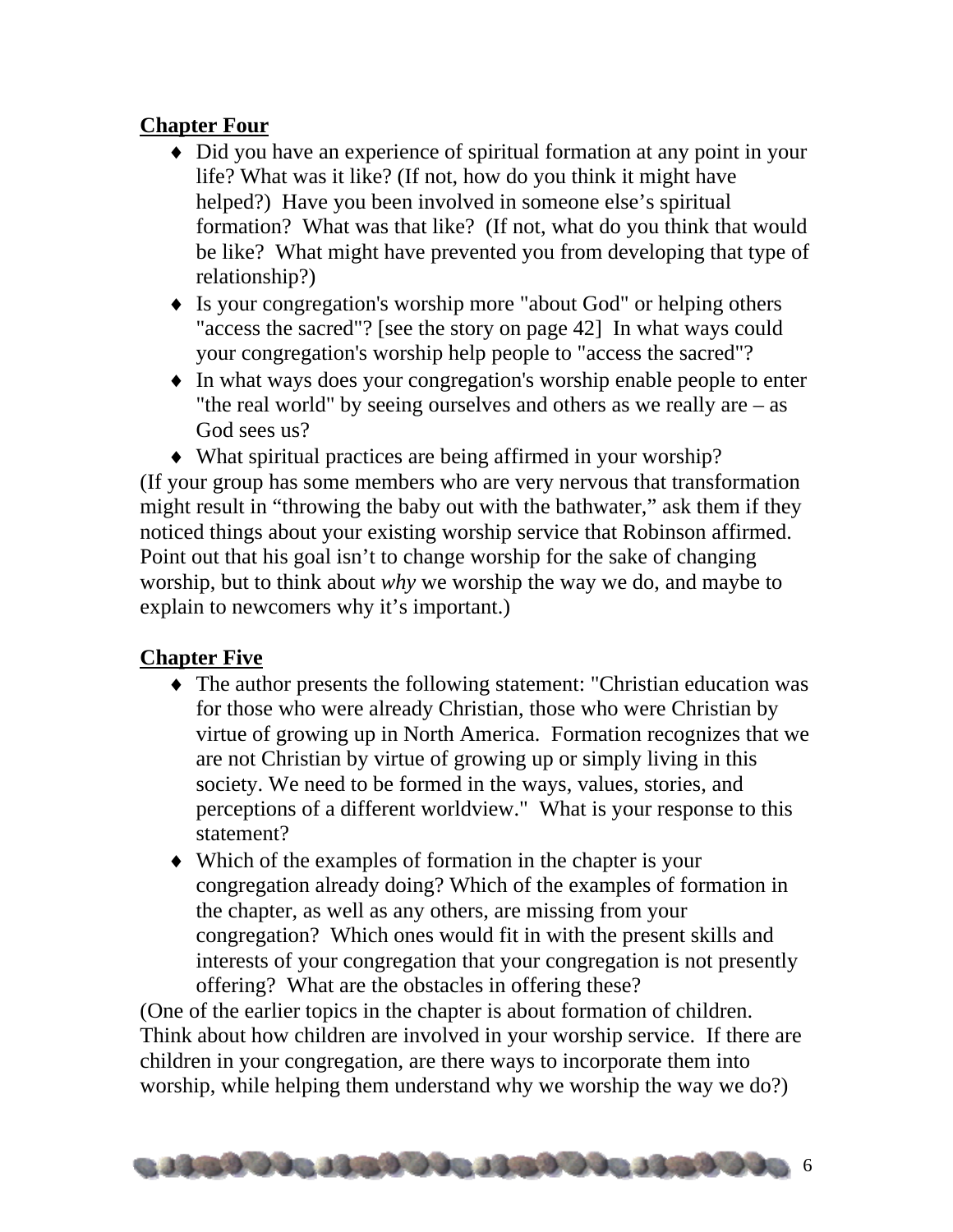**Chapter Four**

- Did you have an experience of spiritual formation at any point in your life? What was it like? (If not, how do you think it might have helped?) Have you been involved in someone else's spiritual formation? What was that like? (If not, what do you think that would be like? What might have prevented you from developing that type of relationship?)
- Is your congregation's worship more "about God" or helping others "access the sacred"? [see the story on page 42] In what ways could your congregation's worship help people to "access the sacred"?
- In what ways does your congregation's worship enable people to enter "the real world" by seeing ourselves and others as we really are – as God sees us?
- What spiritual practices are being affirmed in your worship?

(If your group has some members who are very nervous that transformation might result in "throwing the baby out with the bathwater," ask them if they noticed things about your existing worship service that Robinson affirmed. Point out that his goal isn't to change worship for the sake of changing worship, but to think about *why* we worship the way we do, and maybe to explain to newcomers why it's important.)

**Chapter Five**

- The author presents the following statement: "Christian education was for those who were already Christian, those who were Christian by virtue of growing up in North America. Formation recognizes that we are not Christian by virtue of growing up or simply living in this society. We need to be formed in the ways, values, stories, and perceptions of a different worldview." What is your response to this statement?
- Which of the examples of formation in the chapter is your congregation already doing? Which of the examples of formation in the chapter, as well as any others, are missing from your congregation? Which ones would fit in with the present skills and interests of your congregation that your congregation is not presently offering? What are the obstacles in offering these?

(One of the earlier topics in the chapter is about formation of children. Think about how children are involved in your worship service. If there are children in your congregation, are there ways to incorporate them into worship, while helping them understand why we worship the way we do?)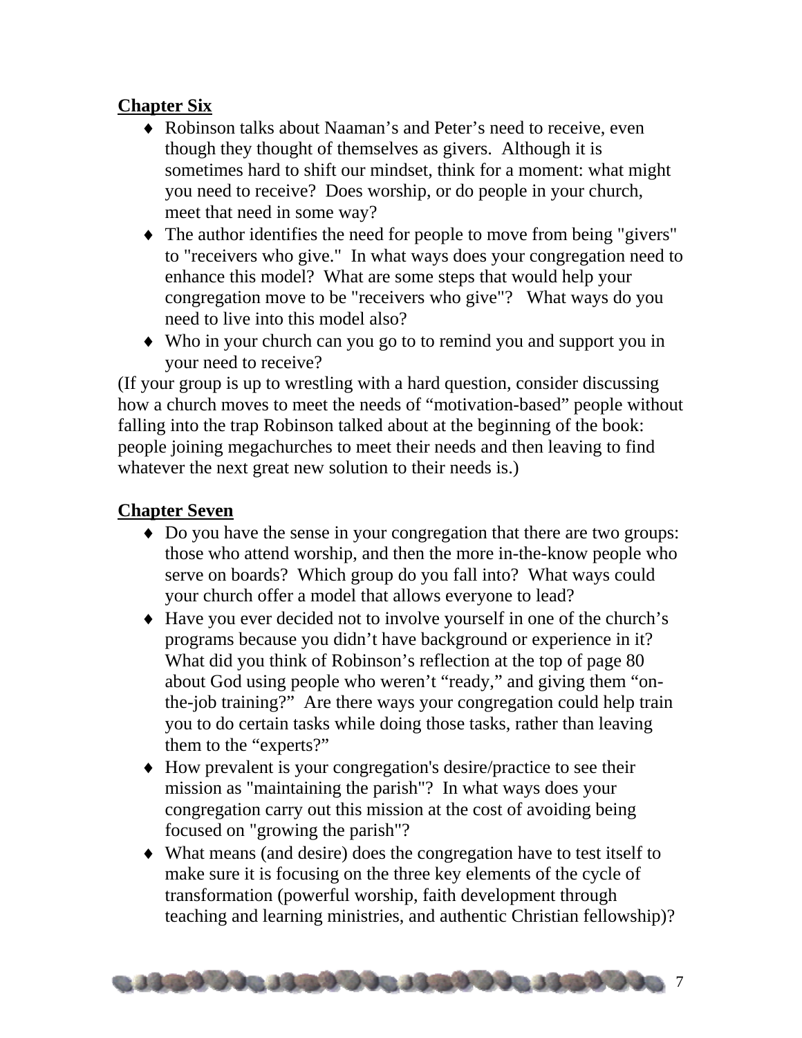**Chapter Six**

- Robinson talks about Naaman's and Peter's need to receive, even though they thought of themselves as givers. Although it is sometimes hard to shift our mindset, think for a moment: what might you need to receive? Does worship, or do people in your church, meet that need in some way?
- The author identifies the need for people to move from being "givers" to "receivers who give." In what ways does your congregation need to enhance this model? What are some steps that would help your congregation move to be "receivers who give"? What ways do you need to live into this model also?
- Who in your church can you go to to remind you and support you in your need to receive?

(If your group is up to wrestling with a hard question, consider discussing how a church moves to meet the needs of "motivation-based" people without falling into the trap Robinson talked about at the beginning of the book: people joining megachurches to meet their needs and then leaving to find whatever the next great new solution to their needs is.)

**Chapter Seven**

- Do you have the sense in your congregation that there are two groups: those who attend worship, and then the more in-the-know people who serve on boards? Which group do you fall into? What ways could your church offer a model that allows everyone to lead?
- Have you ever decided not to involve yourself in one of the church's programs because you didn't have background or experience in it? What did you think of Robinson's reflection at the top of page 80 about God using people who weren't "ready," and giving them "on-the-job training?" Are there ways your congregation could help train you to do certain tasks while doing those tasks, rather than leaving them to the "experts?"
- How prevalent is your congregation's desire/practice to see their mission as "maintaining the parish"? In what ways does your congregation carry out this mission at the cost of avoiding being focused on "growing the parish"?
- What means (and desire) does the congregation have to test itself to make sure it is focusing on the three key elements of the cycle of transformation (powerful worship, faith development through teaching and learning ministries, and authentic Christian fellowship)?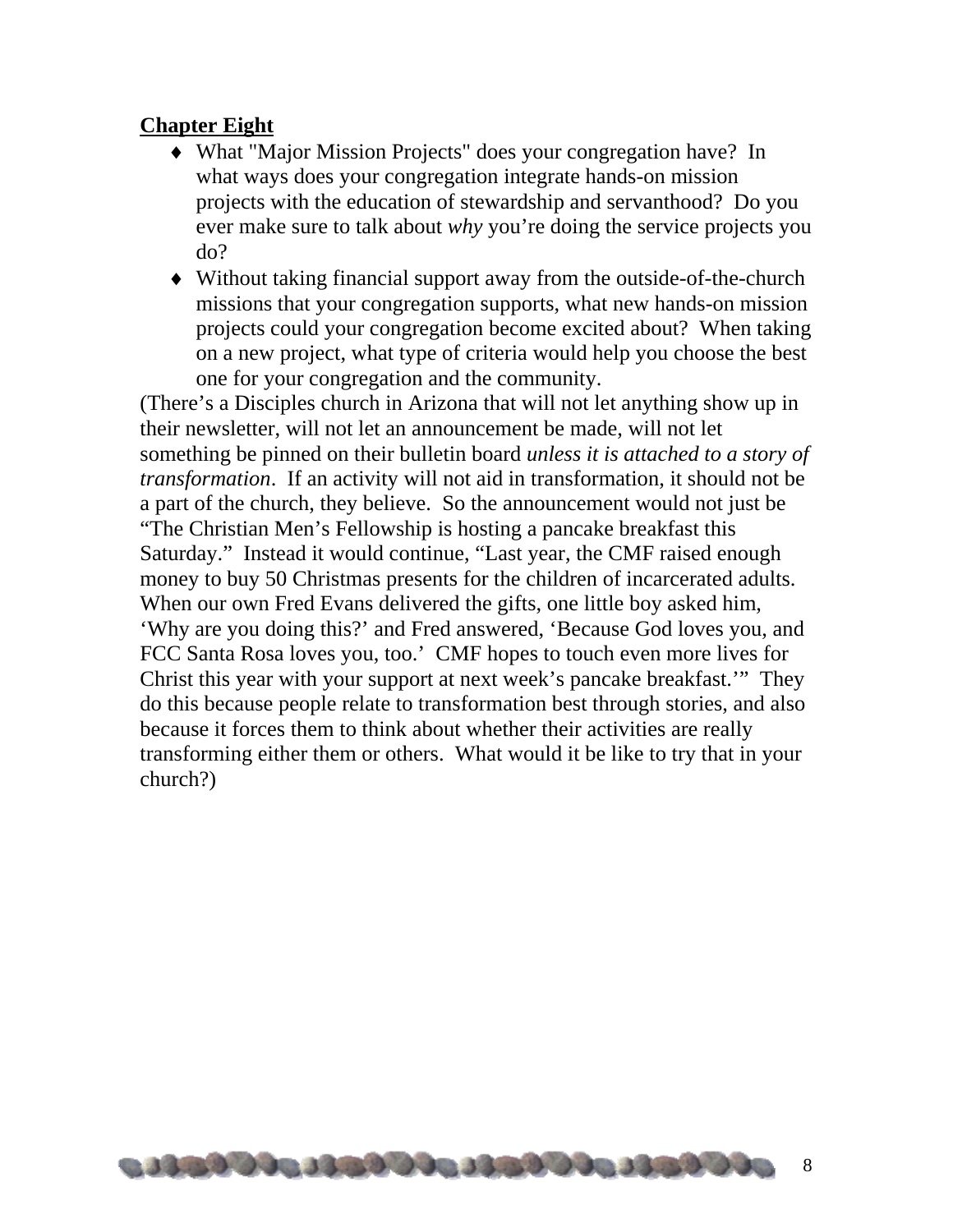**Chapter Eight**

- What "Major Mission Projects" does your congregation have? In what ways does your congregation integrate hands-on mission projects with the education of stewardship and servanthood? Do you ever make sure to talk about *why* you're doing the service projects you do?
- Without taking financial support away from the outside-of-the-church missions that your congregation supports, what new hands-on mission projects could your congregation become excited about? When taking on a new project, what type of criteria would help you choose the best one for your congregation and the community.

(There's a Disciples church in Arizona that will not let anything show up in their newsletter, will not let an announcement be made, will not let something be pinned on their bulletin board *unless it is attached to a story of transformation*. If an activity will not aid in transformation, it should not be a part of the church, they believe. So the announcement would not just be "The Christian Men's Fellowship is hosting a pancake breakfast this Saturday." Instead it would continue, "Last year, the CMF raised enough money to buy 50 Christmas presents for the children of incarcerated adults. When our own Fred Evans delivered the gifts, one little boy asked him, 'Why are you doing this?' and Fred answered, 'Because God loves you, and FCC Santa Rosa loves you, too.' CMF hopes to touch even more lives for Christ this year with your support at next week's pancake breakfast.'" They do this because people relate to transformation best through stories, and also because it forces them to think about whether their activities are really transforming either them or others. What would it be like to try that in your church?)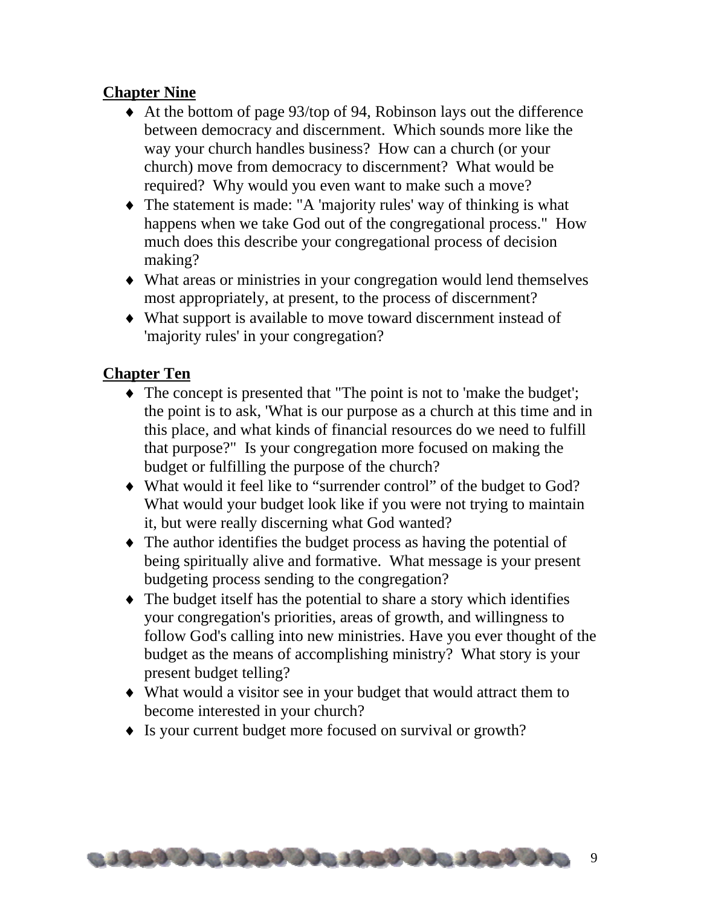**Chapter Nine**

- At the bottom of page 93/top of 94, Robinson lays out the difference between democracy and discernment. Which sounds more like the way your church handles business? How can a church (or your church) move from democracy to discernment? What would be required? Why would you even want to make such a move?
- The statement is made: "A 'majority rules' way of thinking is what happens when we take God out of the congregational process." How much does this describe your congregational process of decision making?
- What areas or ministries in your congregation would lend themselves most appropriately, at present, to the process of discernment?
- What support is available to move toward discernment instead of 'majority rules' in your congregation?

**Chapter Ten**

- The concept is presented that "The point is not to 'make the budget'; the point is to ask, 'What is our purpose as a church at this time and in this place, and what kinds of financial resources do we need to fulfill that purpose?" Is your congregation more focused on making the budget or fulfilling the purpose of the church?
- What would it feel like to "surrender control" of the budget to God? What would your budget look like if you were not trying to maintain it, but were really discerning what God wanted?
- The author identifies the budget process as having the potential of being spiritually alive and formative. What message is your present budgeting process sending to the congregation?
- The budget itself has the potential to share a story which identifies your congregation's priorities, areas of growth, and willingness to follow God's calling into new ministries. Have you ever thought of the budget as the means of accomplishing ministry? What story is your present budget telling?
- What would a visitor see in your budget that would attract them to become interested in your church?
- Is your current budget more focused on survival or growth?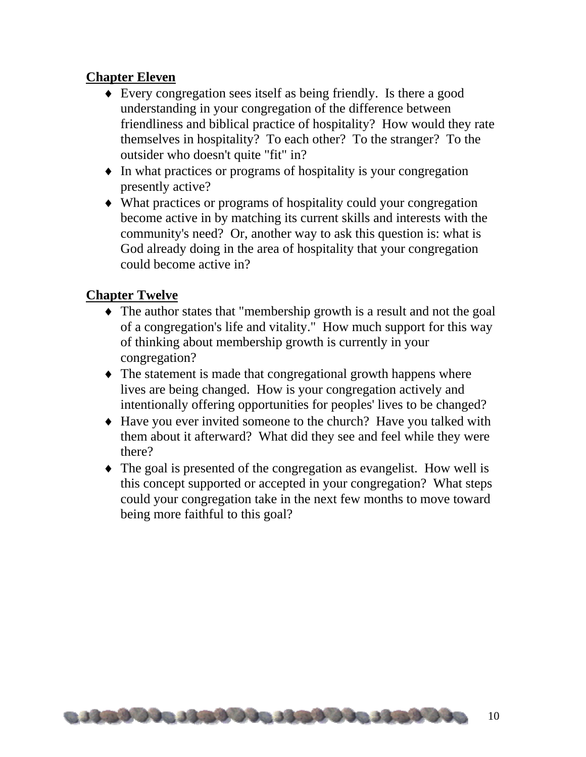**Chapter Eleven**

- Every congregation sees itself as being friendly.  Is there a good understanding in your congregation of the difference between friendliness and biblical practice of hospitality?  How would they rate themselves in hospitality?  To each other?  To the stranger?  To the outsider who doesn't quite "fit" in?
- In what practices or programs of hospitality is your congregation presently active?
- What practices or programs of hospitality could your congregation become active in by matching its current skills and interests with the community's need?  Or, another way to ask this question is: what is God already doing in the area of hospitality that your congregation could become active in?

**Chapter Twelve**

- The author states that "membership growth is a result and not the goal of a congregation's life and vitality."  How much support for this way of thinking about membership growth is currently in your congregation?
- The statement is made that congregational growth happens where lives are being changed.  How is your congregation actively and intentionally offering opportunities for peoples' lives to be changed?
- Have you ever invited someone to the church?  Have you talked with them about it afterward?  What did they see and feel while they were there?
- The goal is presented of the congregation as evangelist.  How well is this concept supported or accepted in your congregation?  What steps could your congregation take in the next few months to move toward being more faithful to this goal?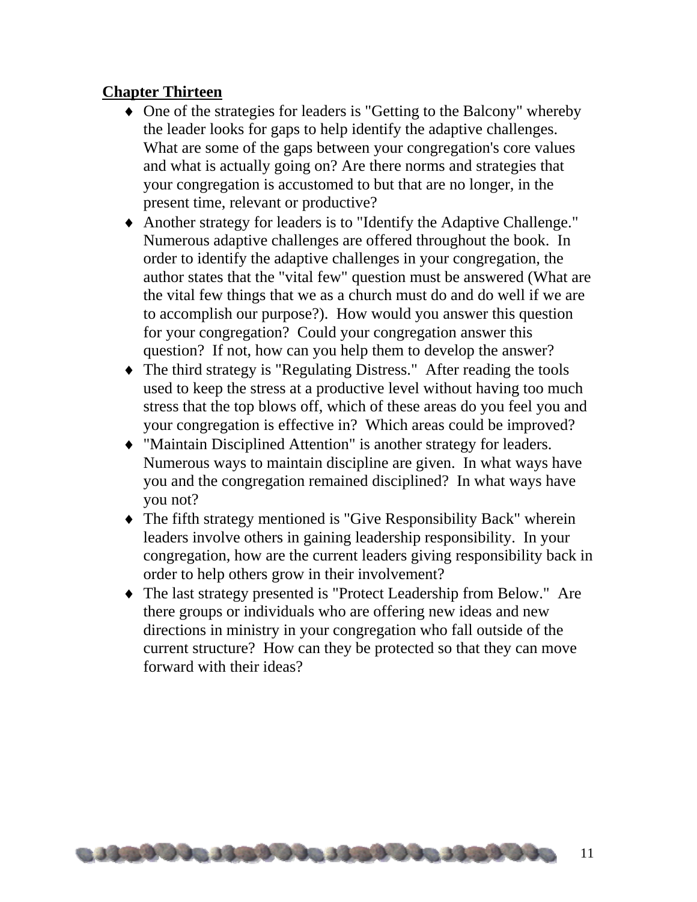**Chapter Thirteen**

- One of the strategies for leaders is "Getting to the Balcony" whereby the leader looks for gaps to help identify the adaptive challenges. What are some of the gaps between your congregation's core values and what is actually going on? Are there norms and strategies that your congregation is accustomed to but that are no longer, in the present time, relevant or productive?
- Another strategy for leaders is to "Identify the Adaptive Challenge." Numerous adaptive challenges are offered throughout the book. In order to identify the adaptive challenges in your congregation, the author states that the "vital few" question must be answered (What are the vital few things that we as a church must do and do well if we are to accomplish our purpose?). How would you answer this question for your congregation? Could your congregation answer this question? If not, how can you help them to develop the answer?
- The third strategy is "Regulating Distress." After reading the tools used to keep the stress at a productive level without having too much stress that the top blows off, which of these areas do you feel you and your congregation is effective in? Which areas could be improved?
- "Maintain Disciplined Attention" is another strategy for leaders. Numerous ways to maintain discipline are given. In what ways have you and the congregation remained disciplined? In what ways have you not?
- The fifth strategy mentioned is "Give Responsibility Back" wherein leaders involve others in gaining leadership responsibility. In your congregation, how are the current leaders giving responsibility back in order to help others grow in their involvement?
- The last strategy presented is "Protect Leadership from Below." Are there groups or individuals who are offering new ideas and new directions in ministry in your congregation who fall outside of the current structure? How can they be protected so that they can move forward with their ideas?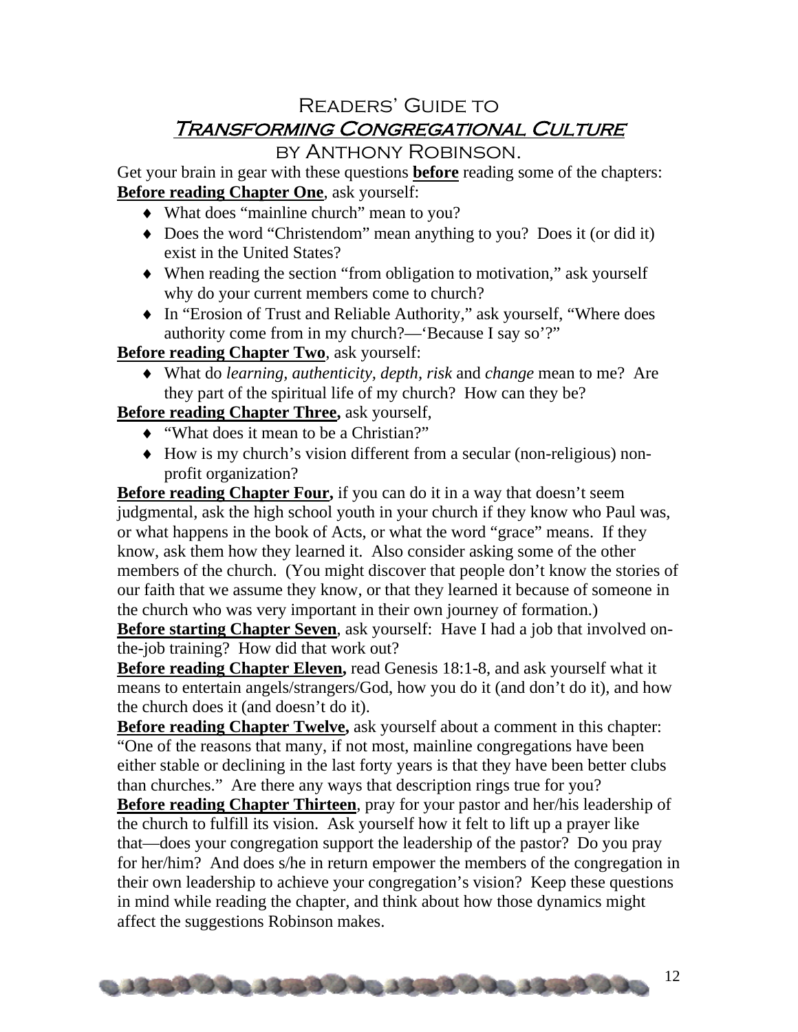# Readers' Guide to
# *Transforming Congregational Culture*
## by Anthony Robinson.

Get your brain in gear with these questions **before** reading some of the chapters:

**Before reading Chapter One**, ask yourself:

- What does "mainline church" mean to you?
- Does the word "Christendom" mean anything to you? Does it (or did it) exist in the United States?
- When reading the section "from obligation to motivation," ask yourself why do your current members come to church?
- In "Erosion of Trust and Reliable Authority," ask yourself, "Where does authority come from in my church?—'Because I say so'?"

**Before reading Chapter Two**, ask yourself:

- What do *learning, authenticity, depth, risk* and *change* mean to me? Are they part of the spiritual life of my church? How can they be?

**Before reading Chapter Three,** ask yourself,

- "What does it mean to be a Christian?"
- How is my church's vision different from a secular (non-religious) non-profit organization?

**Before reading Chapter Four,** if you can do it in a way that doesn't seem judgmental, ask the high school youth in your church if they know who Paul was, or what happens in the book of Acts, or what the word "grace" means. If they know, ask them how they learned it. Also consider asking some of the other members of the church. (You might discover that people don't know the stories of our faith that we assume they know, or that they learned it because of someone in the church who was very important in their own journey of formation.)

**Before starting Chapter Seven**, ask yourself: Have I had a job that involved on-the-job training? How did that work out?

**Before reading Chapter Eleven,** read Genesis 18:1-8, and ask yourself what it means to entertain angels/strangers/God, how you do it (and don't do it), and how the church does it (and doesn't do it).

**Before reading Chapter Twelve,** ask yourself about a comment in this chapter: "One of the reasons that many, if not most, mainline congregations have been either stable or declining in the last forty years is that they have been better clubs than churches." Are there any ways that description rings true for you?

**Before reading Chapter Thirteen**, pray for your pastor and her/his leadership of the church to fulfill its vision. Ask yourself how it felt to lift up a prayer like that—does your congregation support the leadership of the pastor? Do you pray for her/him? And does s/he in return empower the members of the congregation in their own leadership to achieve your congregation's vision? Keep these questions in mind while reading the chapter, and think about how those dynamics might affect the suggestions Robinson makes.